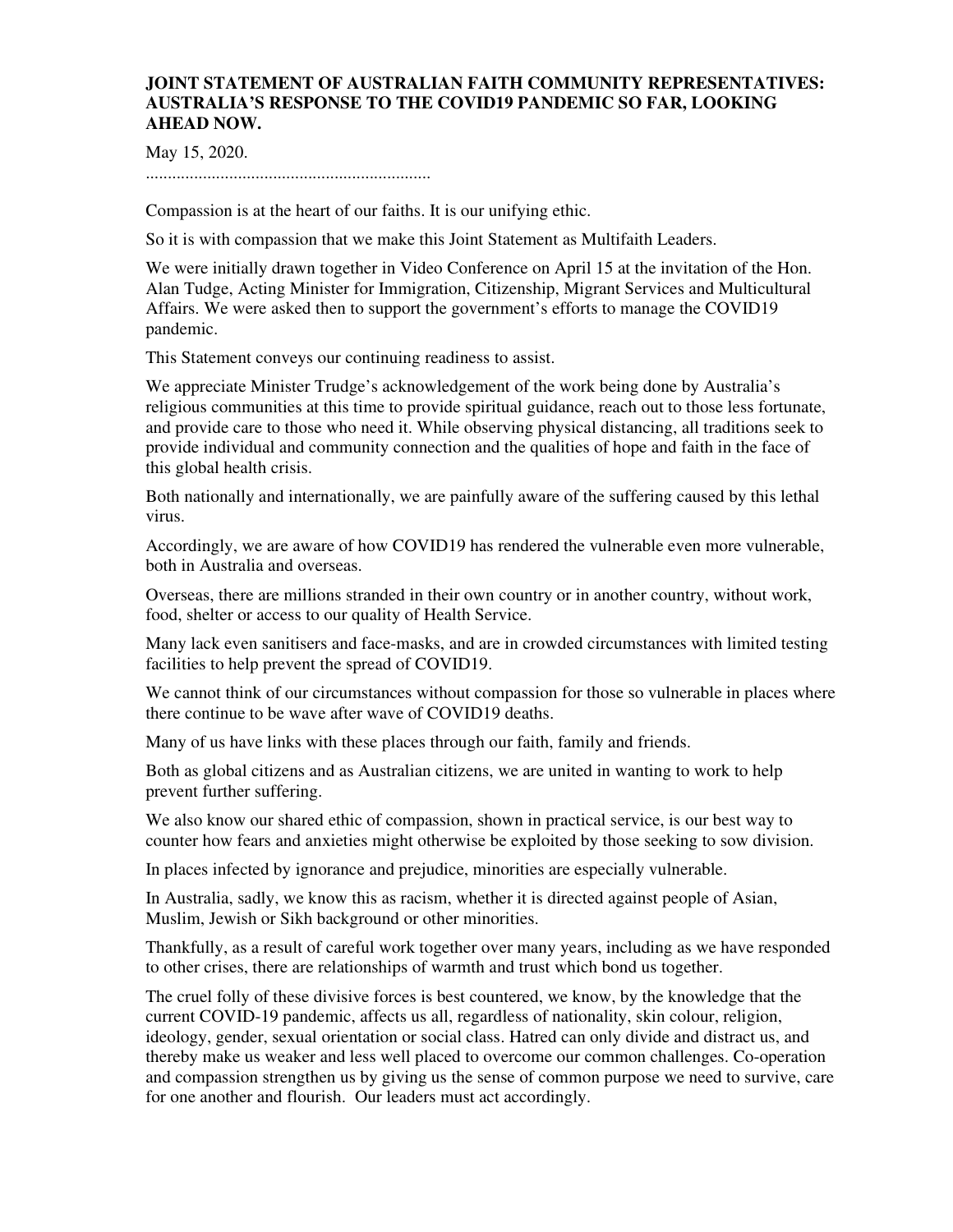**JOINT STATEMENT OF AUSTRALIAN FAITH COMMUNITY REPRESENTATIVES: AUSTRALIA'S RESPONSE TO THE COVID19 PANDEMIC SO FAR, LOOKING AHEAD NOW.**

May 15, 2020.

.................................................................

Compassion is at the heart of our faiths. It is our unifying ethic.

So it is with compassion that we make this Joint Statement as Multifaith Leaders.

We were initially drawn together in Video Conference on April 15 at the invitation of the Hon. Alan Tudge, Acting Minister for Immigration, Citizenship, Migrant Services and Multicultural Affairs. We were asked then to support the government's efforts to manage the COVID19 pandemic.

This Statement conveys our continuing readiness to assist.

We appreciate Minister Trudge's acknowledgement of the work being done by Australia's religious communities at this time to provide spiritual guidance, reach out to those less fortunate, and provide care to those who need it. While observing physical distancing, all traditions seek to provide individual and community connection and the qualities of hope and faith in the face of this global health crisis.

Both nationally and internationally, we are painfully aware of the suffering caused by this lethal virus.

Accordingly, we are aware of how COVID19 has rendered the vulnerable even more vulnerable, both in Australia and overseas.

Overseas, there are millions stranded in their own country or in another country, without work, food, shelter or access to our quality of Health Service.

Many lack even sanitisers and face-masks, and are in crowded circumstances with limited testing facilities to help prevent the spread of COVID19.

We cannot think of our circumstances without compassion for those so vulnerable in places where there continue to be wave after wave of COVID19 deaths.

Many of us have links with these places through our faith, family and friends.

Both as global citizens and as Australian citizens, we are united in wanting to work to help prevent further suffering.

We also know our shared ethic of compassion, shown in practical service, is our best way to counter how fears and anxieties might otherwise be exploited by those seeking to sow division.

In places infected by ignorance and prejudice, minorities are especially vulnerable.

In Australia, sadly, we know this as racism, whether it is directed against people of Asian, Muslim, Jewish or Sikh background or other minorities.

Thankfully, as a result of careful work together over many years, including as we have responded to other crises, there are relationships of warmth and trust which bond us together.

The cruel folly of these divisive forces is best countered, we know, by the knowledge that the current COVID-19 pandemic, affects us all, regardless of nationality, skin colour, religion, ideology, gender, sexual orientation or social class. Hatred can only divide and distract us, and thereby make us weaker and less well placed to overcome our common challenges. Co-operation and compassion strengthen us by giving us the sense of common purpose we need to survive, care for one another and flourish. Our leaders must act accordingly.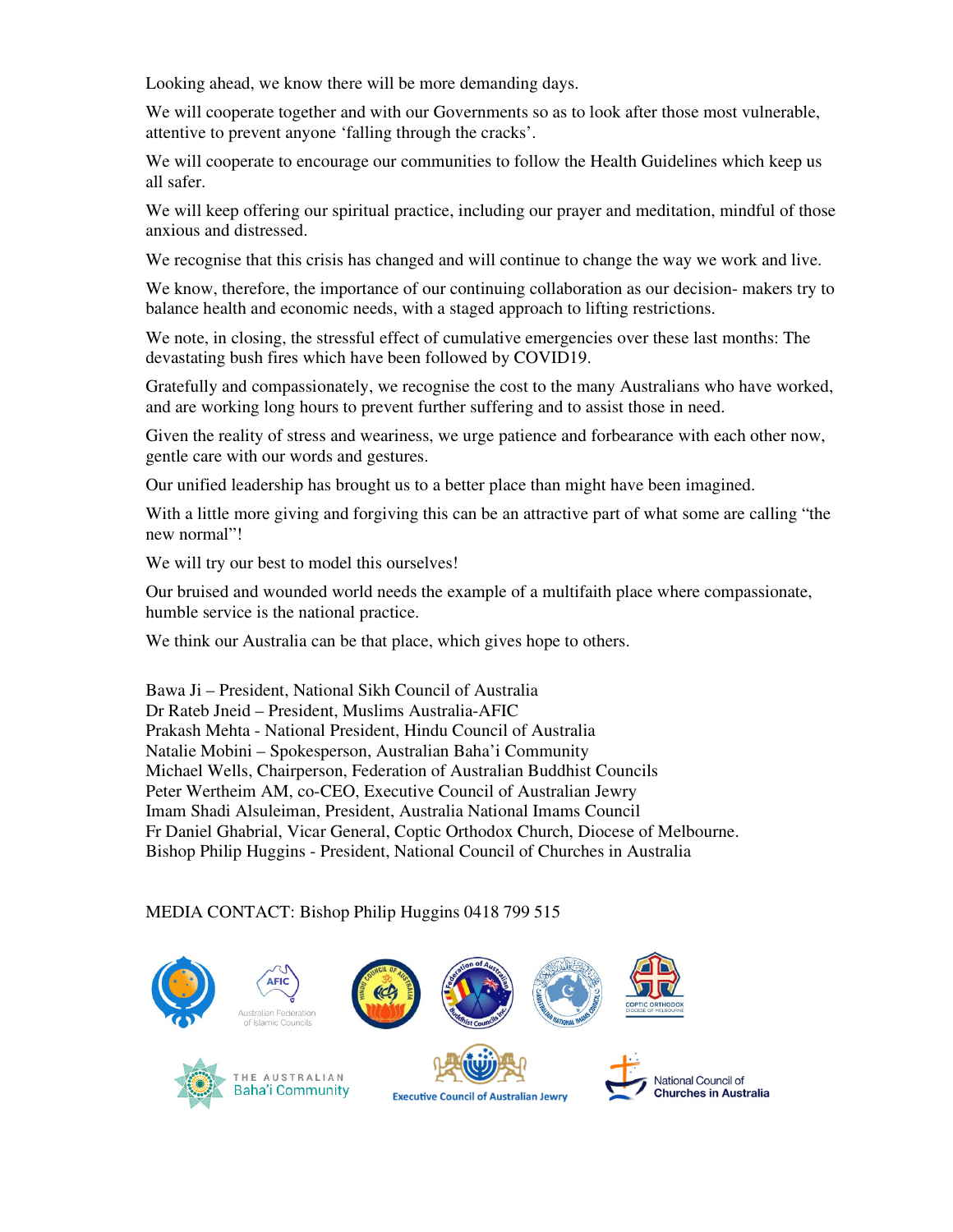Looking ahead, we know there will be more demanding days.

We will cooperate together and with our Governments so as to look after those most vulnerable, attentive to prevent anyone 'falling through the cracks'.

We will cooperate to encourage our communities to follow the Health Guidelines which keep us all safer.

We will keep offering our spiritual practice, including our prayer and meditation, mindful of those anxious and distressed.

We recognise that this crisis has changed and will continue to change the way we work and live.

We know, therefore, the importance of our continuing collaboration as our decision- makers try to balance health and economic needs, with a staged approach to lifting restrictions.

We note, in closing, the stressful effect of cumulative emergencies over these last months: The devastating bush fires which have been followed by COVID19.

Gratefully and compassionately, we recognise the cost to the many Australians who have worked, and are working long hours to prevent further suffering and to assist those in need.

Given the reality of stress and weariness, we urge patience and forbearance with each other now, gentle care with our words and gestures.

Our unified leadership has brought us to a better place than might have been imagined.

With a little more giving and forgiving this can be an attractive part of what some are calling "the new normal"!

We will try our best to model this ourselves!

Our bruised and wounded world needs the example of a multifaith place where compassionate, humble service is the national practice.

We think our Australia can be that place, which gives hope to others.

Bawa Ji – President, National Sikh Council of Australia
Dr Rateb Jneid – President, Muslims Australia-AFIC
Prakash Mehta - National President, Hindu Council of Australia
Natalie Mobini – Spokesperson, Australian Baha'i Community
Michael Wells, Chairperson, Federation of Australian Buddhist Councils
Peter Wertheim AM, co-CEO, Executive Council of Australian Jewry
Imam Shadi Alsuleiman, President, Australia National Imams Council
Fr Daniel Ghabrial, Vicar General, Coptic Orthodox Church, Diocese of Melbourne.
Bishop Philip Huggins - President, National Council of Churches in Australia

MEDIA CONTACT: Bishop Philip Huggins 0418 799 515

AFIC Australian Federation of Islamic Councils

COPTIC ORTHODOX DIOCESE OF MELBOURNE

THE AUSTRALIAN Baha'i Community

Executive Council of Australian Jewry

National Council of Churches in Australia